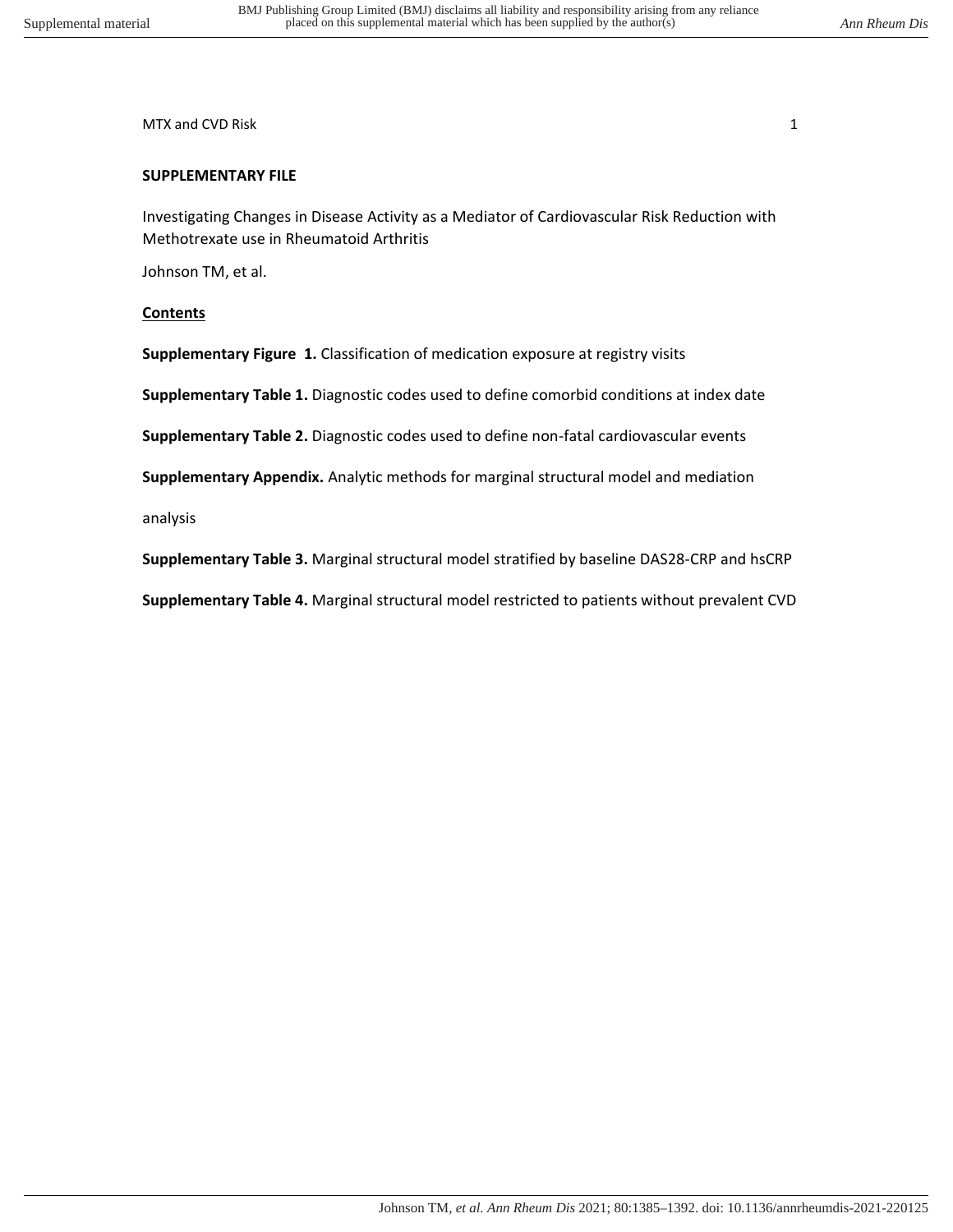**SUPPLEMENTARY FILE**

Investigating Changes in Disease Activity as a Mediator of Cardiovascular Risk Reduction with Methotrexate use in Rheumatoid Arthritis

Johnson TM, et al.

**Contents**

**Supplementary Figure 1.** Classification of medication exposure at registry visits

**Supplementary Table 1.** Diagnostic codes used to define comorbid conditions at index date

**Supplementary Table 2.** Diagnostic codes used to define non-fatal cardiovascular events

**Supplementary Appendix.** Analytic methods for marginal structural model and mediation analysis

**Supplementary Table 3.** Marginal structural model stratified by baseline DAS28-CRP and hsCRP

**Supplementary Table 4.** Marginal structural model restricted to patients without prevalent CVD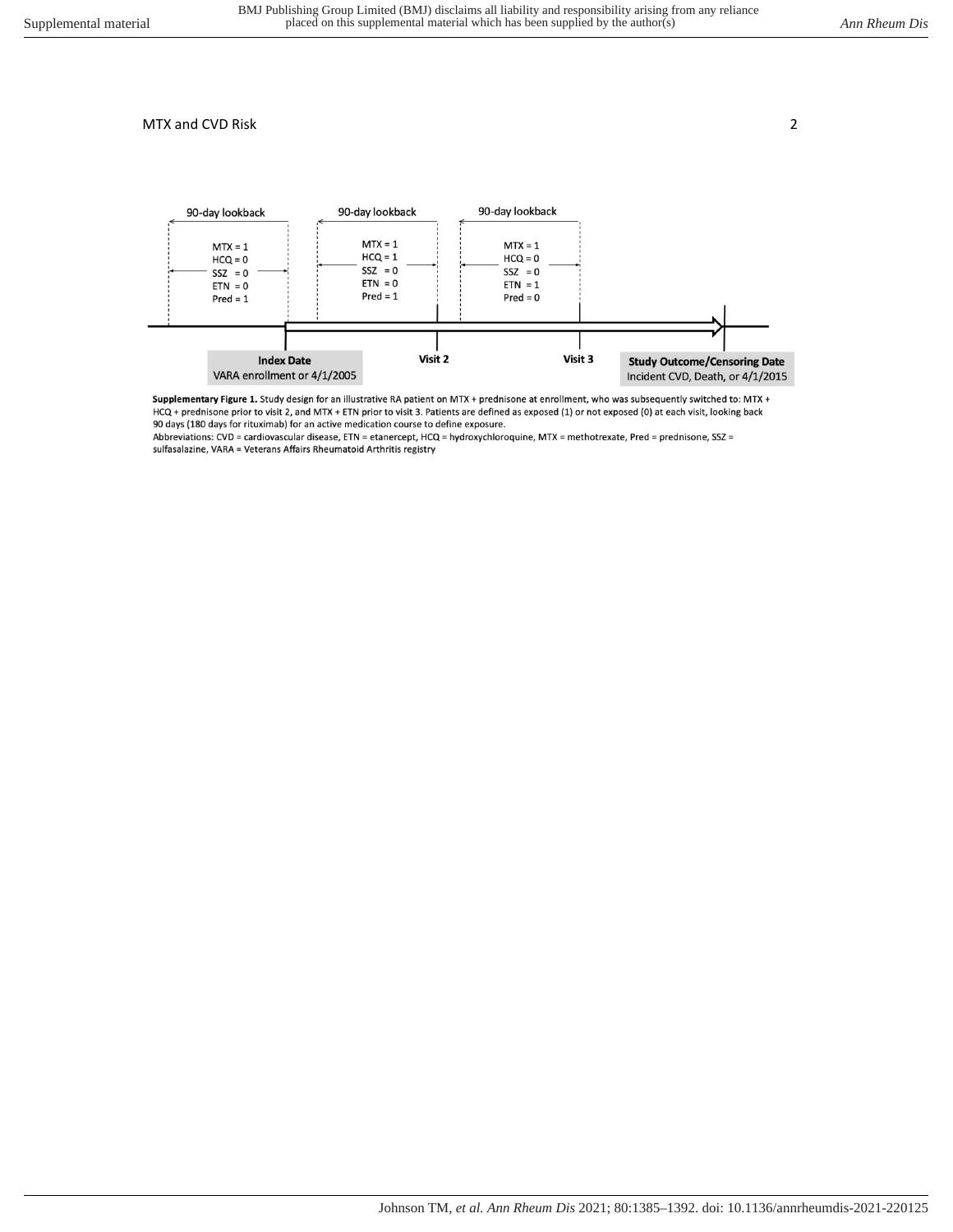90-day lookback

MTX = 1
HCQ = 0
SSZ = 0
ETN = 0
Pred = 1

90-day lookback

MTX = 1
HCQ = 1
SSZ = 0
ETN = 0
Pred = 1

90-day lookback

MTX = 1
HCQ = 0
SSZ = 0
ETN = 1
Pred = 0

**Index Date**
VARA enrollment or 4/1/2005

**Visit 2**

**Visit 3**

**Study Outcome/Censoring Date**
Incident CVD, Death, or 4/1/2015

**Supplementary Figure 1.** Study design for an illustrative RA patient on MTX + prednisone at enrollment, who was subsequently switched to: MTX + HCQ + prednisone prior to visit 2, and MTX + ETN prior to visit 3. Patients are defined as exposed (1) or not exposed (0) at each visit, looking back 90 days (180 days for rituximab) for an active medication course to define exposure.

Abbreviations: CVD = cardiovascular disease, ETN = etanercept, HCQ = hydroxychloroquine, MTX = methotrexate, Pred = prednisone, SSZ = sulfasalazine, VARA = Veterans Affairs Rheumatoid Arthritis registry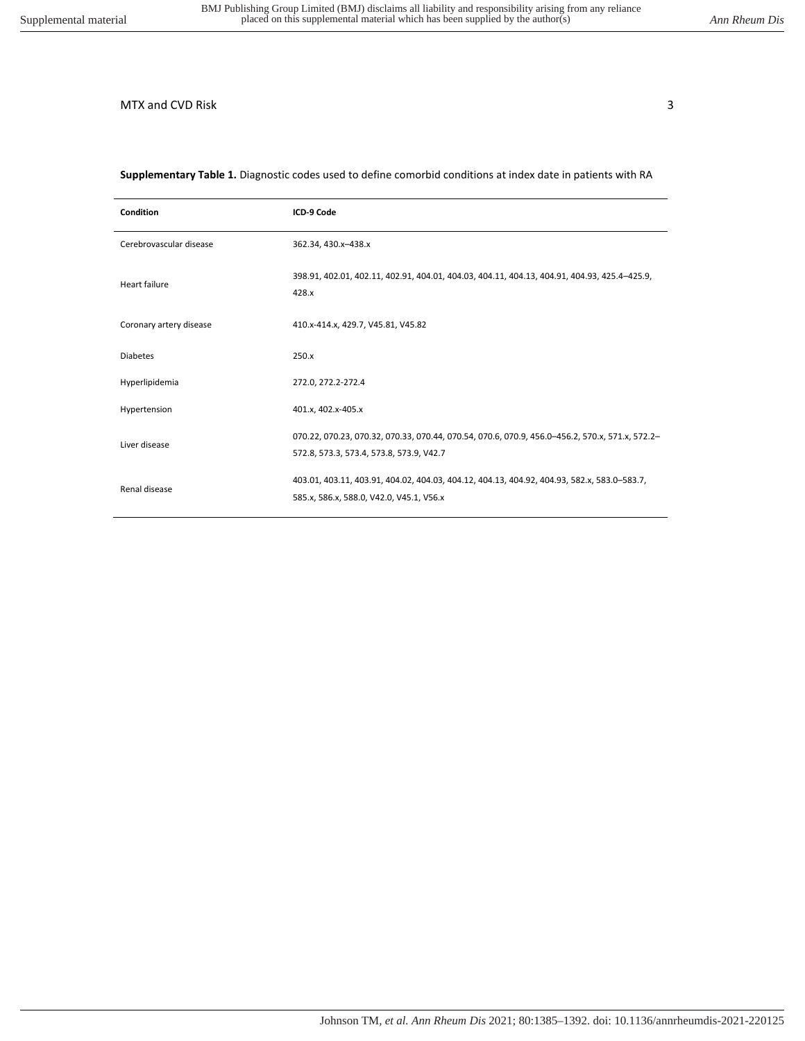**Supplementary Table 1.** Diagnostic codes used to define comorbid conditions at index date in patients with RA

| Condition | ICD-9 Code |
|---|---|
| Cerebrovascular disease | 362.34, 430.x–438.x |
| Heart failure | 398.91, 402.01, 402.11, 402.91, 404.01, 404.03, 404.11, 404.13, 404.91, 404.93, 425.4–425.9, 428.x |
| Coronary artery disease | 410.x-414.x, 429.7, V45.81, V45.82 |
| Diabetes | 250.x |
| Hyperlipidemia | 272.0, 272.2-272.4 |
| Hypertension | 401.x, 402.x-405.x |
| Liver disease | 070.22, 070.23, 070.32, 070.33, 070.44, 070.54, 070.6, 070.9, 456.0–456.2, 570.x, 571.x, 572.2–572.8, 573.3, 573.4, 573.8, 573.9, V42.7 |
| Renal disease | 403.01, 403.11, 403.91, 404.02, 404.03, 404.12, 404.13, 404.92, 404.93, 582.x, 583.0–583.7, 585.x, 586.x, 588.0, V42.0, V45.1, V56.x |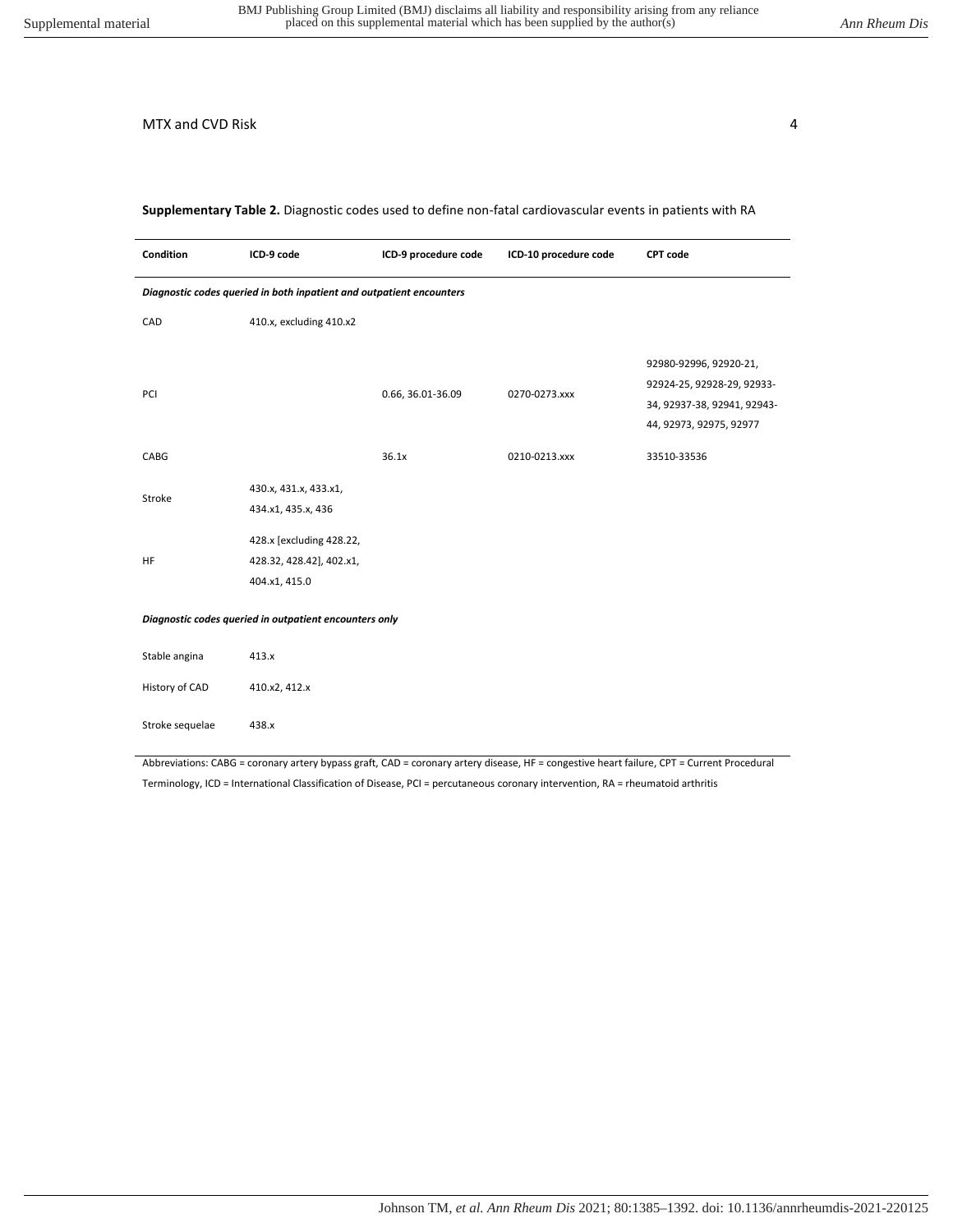**Supplementary Table 2.** Diagnostic codes used to define non-fatal cardiovascular events in patients with RA

| Condition | ICD-9 code | ICD-9 procedure code | ICD-10 procedure code | CPT code |
|---|---|---|---|---|
| ***Diagnostic codes queried in both inpatient and outpatient encounters*** | | | | |
| CAD | 410.x, excluding 410.x2 | | | |
| PCI | | 0.66, 36.01-36.09 | 0270-0273.xxx | 92980-92996, 92920-21, 92924-25, 92928-29, 92933-34, 92937-38, 92941, 92943-44, 92973, 92975, 92977 |
| CABG | | 36.1x | 0210-0213.xxx | 33510-33536 |
| Stroke | 430.x, 431.x, 433.x1, 434.x1, 435.x, 436 | | | |
| HF | 428.x [excluding 428.22, 428.32, 428.42], 402.x1, 404.x1, 415.0 | | | |
| ***Diagnostic codes queried in outpatient encounters only*** | | | | |
| Stable angina | 413.x | | | |
| History of CAD | 410.x2, 412.x | | | |
| Stroke sequelae | 438.x | | | |

Abbreviations: CABG = coronary artery bypass graft, CAD = coronary artery disease, HF = congestive heart failure, CPT = Current Procedural Terminology, ICD = International Classification of Disease, PCI = percutaneous coronary intervention, RA = rheumatoid arthritis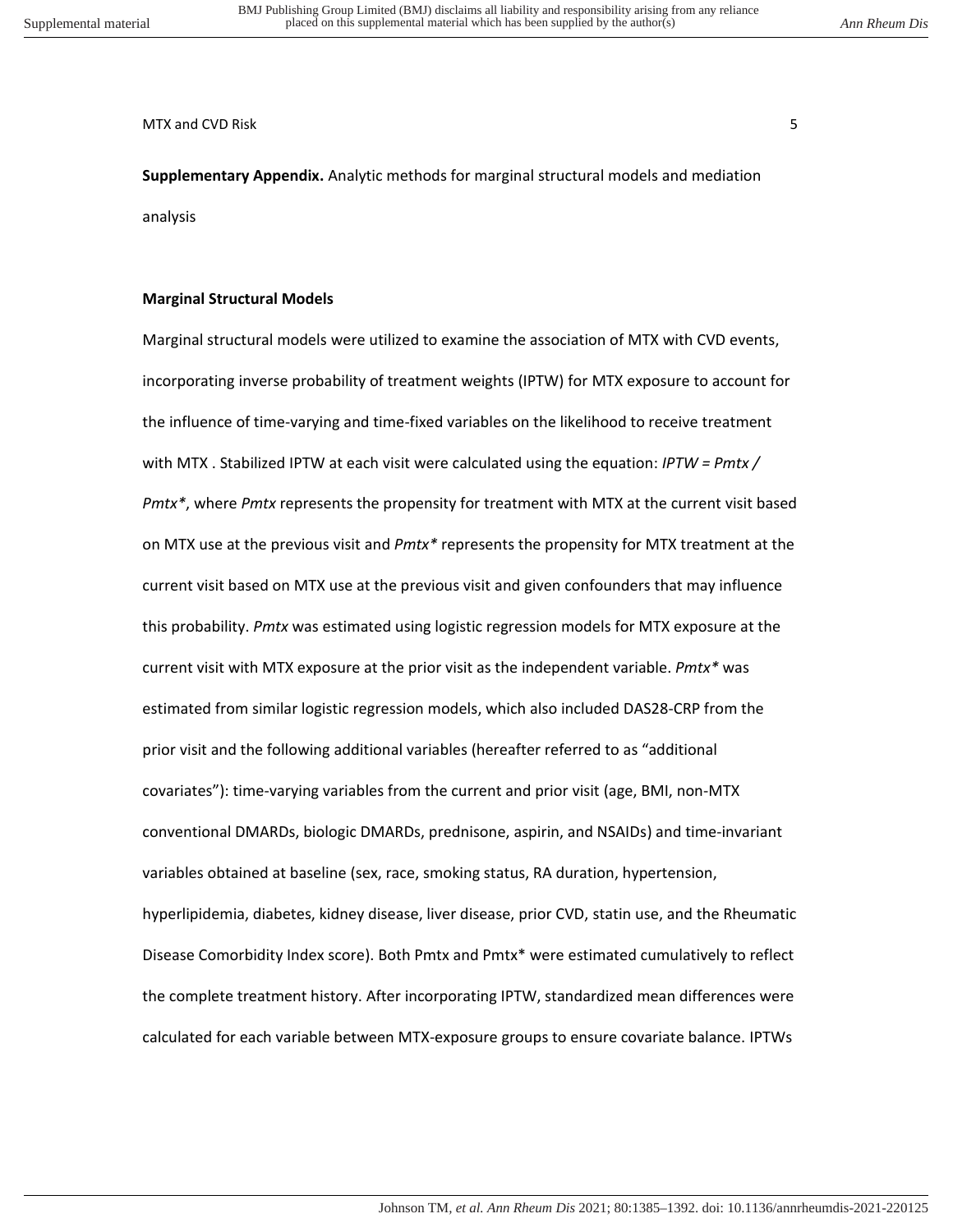**Supplementary Appendix.** Analytic methods for marginal structural models and mediation analysis

**Marginal Structural Models**

Marginal structural models were utilized to examine the association of MTX with CVD events, incorporating inverse probability of treatment weights (IPTW) for MTX exposure to account for the influence of time-varying and time-fixed variables on the likelihood to receive treatment with MTX . Stabilized IPTW at each visit were calculated using the equation: *IPTW = Pmtx / Pmtx\**, where *Pmtx* represents the propensity for treatment with MTX at the current visit based on MTX use at the previous visit and *Pmtx\** represents the propensity for MTX treatment at the current visit based on MTX use at the previous visit and given confounders that may influence this probability. *Pmtx* was estimated using logistic regression models for MTX exposure at the current visit with MTX exposure at the prior visit as the independent variable. *Pmtx\** was estimated from similar logistic regression models, which also included DAS28-CRP from the prior visit and the following additional variables (hereafter referred to as "additional covariates"): time-varying variables from the current and prior visit (age, BMI, non-MTX conventional DMARDs, biologic DMARDs, prednisone, aspirin, and NSAIDs) and time-invariant variables obtained at baseline (sex, race, smoking status, RA duration, hypertension, hyperlipidemia, diabetes, kidney disease, liver disease, prior CVD, statin use, and the Rheumatic Disease Comorbidity Index score). Both Pmtx and Pmtx* were estimated cumulatively to reflect the complete treatment history. After incorporating IPTW, standardized mean differences were calculated for each variable between MTX-exposure groups to ensure covariate balance. IPTWs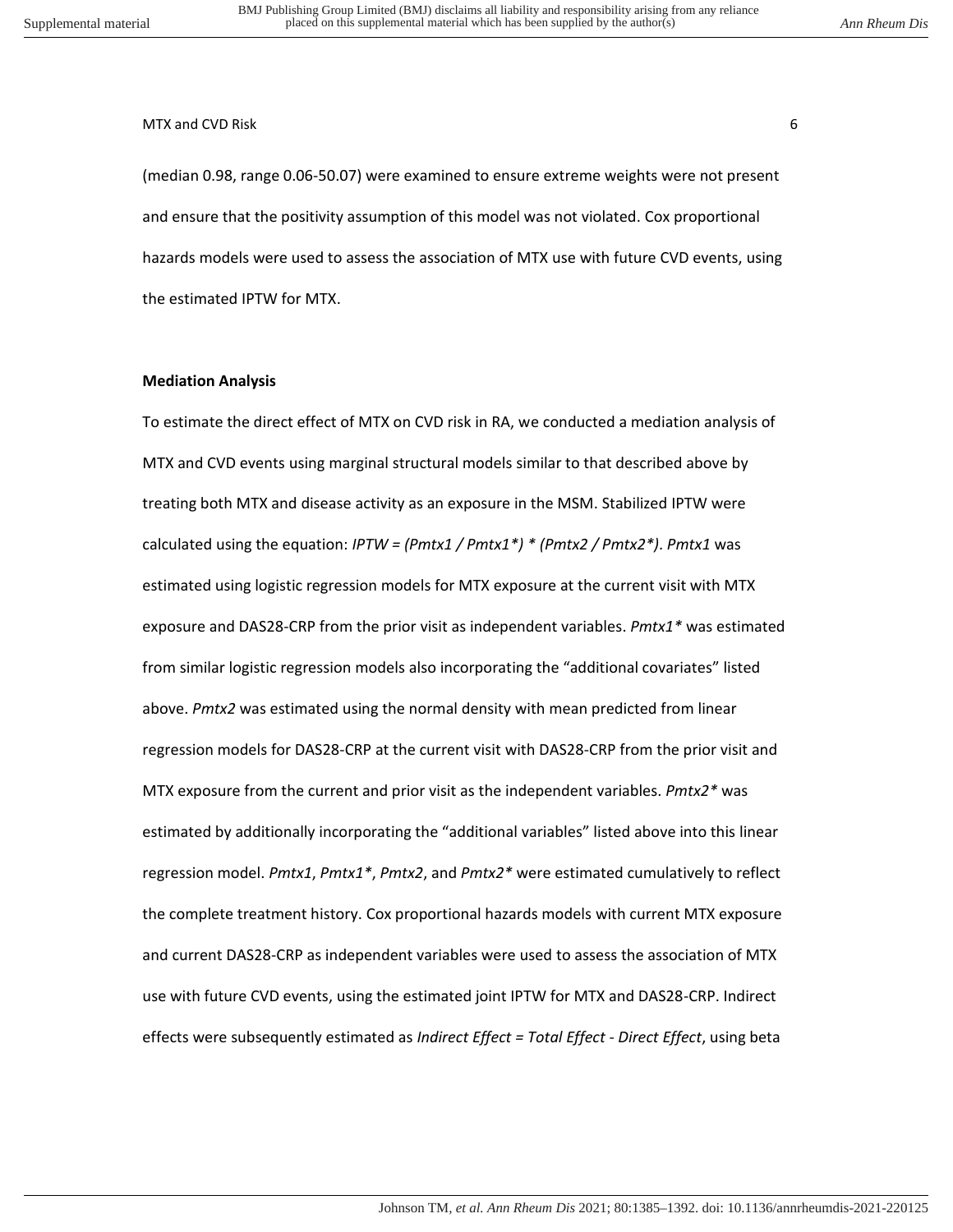(median 0.98, range 0.06-50.07) were examined to ensure extreme weights were not present and ensure that the positivity assumption of this model was not violated. Cox proportional hazards models were used to assess the association of MTX use with future CVD events, using the estimated IPTW for MTX.

**Mediation Analysis**

To estimate the direct effect of MTX on CVD risk in RA, we conducted a mediation analysis of MTX and CVD events using marginal structural models similar to that described above by treating both MTX and disease activity as an exposure in the MSM. Stabilized IPTW were calculated using the equation: *IPTW = (Pmtx1 / Pmtx1\*) \* (Pmtx2 / Pmtx2\*)*. *Pmtx1* was estimated using logistic regression models for MTX exposure at the current visit with MTX exposure and DAS28-CRP from the prior visit as independent variables. *Pmtx1\** was estimated from similar logistic regression models also incorporating the "additional covariates" listed above. *Pmtx2* was estimated using the normal density with mean predicted from linear regression models for DAS28-CRP at the current visit with DAS28-CRP from the prior visit and MTX exposure from the current and prior visit as the independent variables. *Pmtx2\** was estimated by additionally incorporating the "additional variables" listed above into this linear regression model. *Pmtx1*, *Pmtx1\**, *Pmtx2*, and *Pmtx2\** were estimated cumulatively to reflect the complete treatment history. Cox proportional hazards models with current MTX exposure and current DAS28-CRP as independent variables were used to assess the association of MTX use with future CVD events, using the estimated joint IPTW for MTX and DAS28-CRP. Indirect effects were subsequently estimated as *Indirect Effect = Total Effect - Direct Effect*, using beta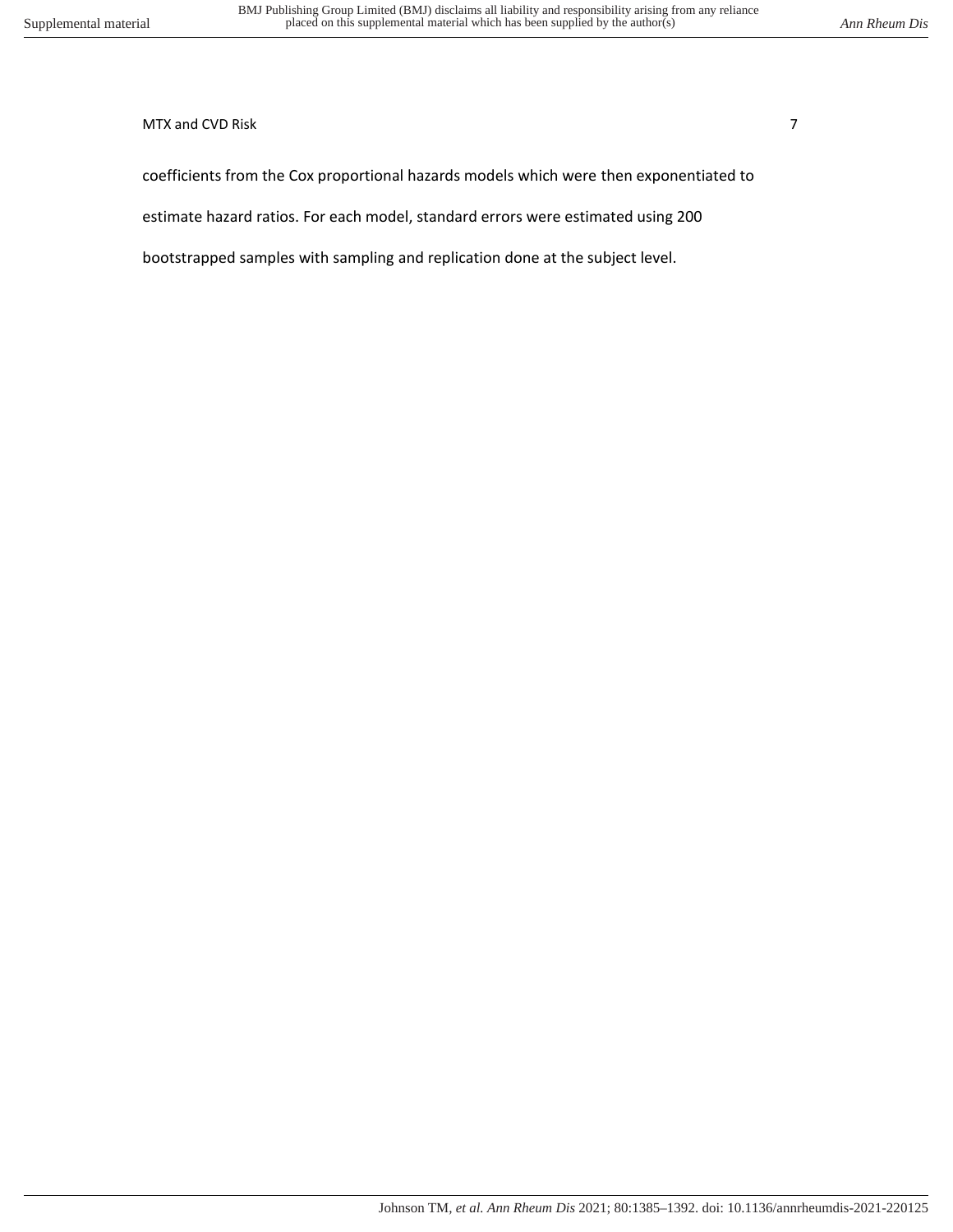coefficients from the Cox proportional hazards models which were then exponentiated to estimate hazard ratios. For each model, standard errors were estimated using 200 bootstrapped samples with sampling and replication done at the subject level.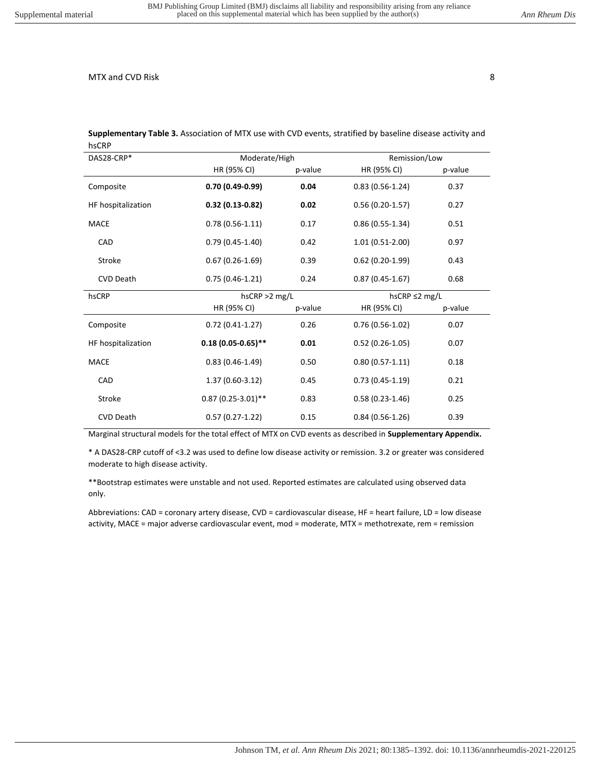**Supplementary Table 3.** Association of MTX use with CVD events, stratified by baseline disease activity and hsCRP

| DAS28-CRP* | Moderate/High | | Remission/Low | |
|---|---|---|---|---|
| | HR (95% CI) | p-value | HR (95% CI) | p-value |
| Composite | **0.70 (0.49-0.99)** | **0.04** | 0.83 (0.56-1.24) | 0.37 |
| HF hospitalization | **0.32 (0.13-0.82)** | **0.02** | 0.56 (0.20-1.57) | 0.27 |
| MACE | 0.78 (0.56-1.11) | 0.17 | 0.86 (0.55-1.34) | 0.51 |
| CAD | 0.79 (0.45-1.40) | 0.42 | 1.01 (0.51-2.00) | 0.97 |
| Stroke | 0.67 (0.26-1.69) | 0.39 | 0.62 (0.20-1.99) | 0.43 |
| CVD Death | 0.75 (0.46-1.21) | 0.24 | 0.87 (0.45-1.67) | 0.68 |
| **hsCRP** | **hsCRP >2 mg/L** | | **hsCRP ≤2 mg/L** | |
| | HR (95% CI) | p-value | HR (95% CI) | p-value |
| Composite | 0.72 (0.41-1.27) | 0.26 | 0.76 (0.56-1.02) | 0.07 |
| HF hospitalization | **0.18 (0.05-0.65)**** | **0.01** | 0.52 (0.26-1.05) | 0.07 |
| MACE | 0.83 (0.46-1.49) | 0.50 | 0.80 (0.57-1.11) | 0.18 |
| CAD | 1.37 (0.60-3.12) | 0.45 | 0.73 (0.45-1.19) | 0.21 |
| Stroke | 0.87 (0.25-3.01)** | 0.83 | 0.58 (0.23-1.46) | 0.25 |
| CVD Death | 0.57 (0.27-1.22) | 0.15 | 0.84 (0.56-1.26) | 0.39 |

Marginal structural models for the total effect of MTX on CVD events as described in **Supplementary Appendix.**

* A DAS28-CRP cutoff of <3.2 was used to define low disease activity or remission. 3.2 or greater was considered moderate to high disease activity.

**Bootstrap estimates were unstable and not used. Reported estimates are calculated using observed data only.

Abbreviations: CAD = coronary artery disease, CVD = cardiovascular disease, HF = heart failure, LD = low disease activity, MACE = major adverse cardiovascular event, mod = moderate, MTX = methotrexate, rem = remission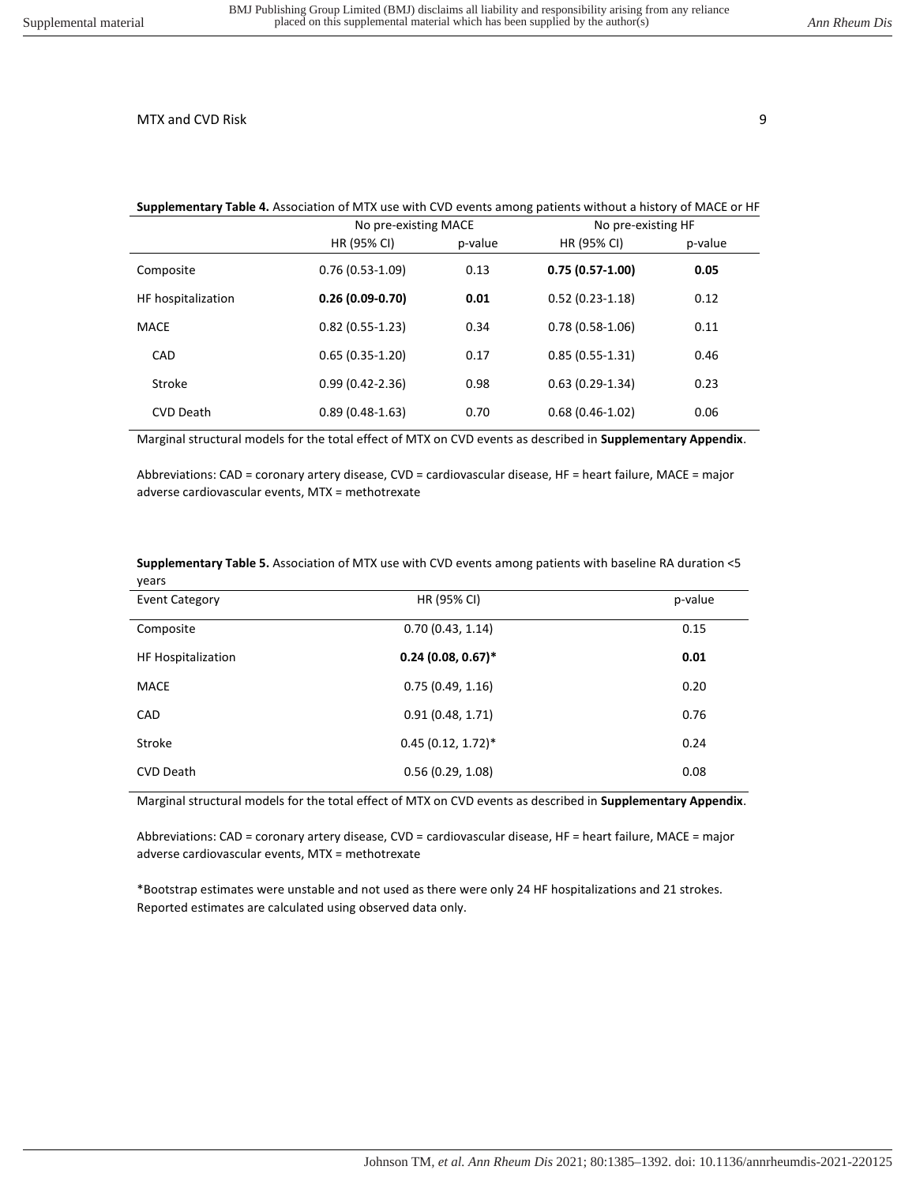**Supplementary Table 4.** Association of MTX use with CVD events among patients without a history of MACE or HF

| | No pre-existing MACE | | No pre-existing HF | |
|---|---|---|---|---|
| | HR (95% CI) | p-value | HR (95% CI) | p-value |
| Composite | 0.76 (0.53-1.09) | 0.13 | **0.75 (0.57-1.00)** | **0.05** |
| HF hospitalization | **0.26 (0.09-0.70)** | **0.01** | 0.52 (0.23-1.18) | 0.12 |
| MACE | 0.82 (0.55-1.23) | 0.34 | 0.78 (0.58-1.06) | 0.11 |
| CAD | 0.65 (0.35-1.20) | 0.17 | 0.85 (0.55-1.31) | 0.46 |
| Stroke | 0.99 (0.42-2.36) | 0.98 | 0.63 (0.29-1.34) | 0.23 |
| CVD Death | 0.89 (0.48-1.63) | 0.70 | 0.68 (0.46-1.02) | 0.06 |

Marginal structural models for the total effect of MTX on CVD events as described in **Supplementary Appendix**.

Abbreviations: CAD = coronary artery disease, CVD = cardiovascular disease, HF = heart failure, MACE = major adverse cardiovascular events, MTX = methotrexate

**Supplementary Table 5.** Association of MTX use with CVD events among patients with baseline RA duration <5 years

| Event Category | HR (95% CI) | p-value |
|---|---|---|
| Composite | 0.70 (0.43, 1.14) | 0.15 |
| HF Hospitalization | **0.24 (0.08, 0.67)*** | **0.01** |
| MACE | 0.75 (0.49, 1.16) | 0.20 |
| CAD | 0.91 (0.48, 1.71) | 0.76 |
| Stroke | 0.45 (0.12, 1.72)* | 0.24 |
| CVD Death | 0.56 (0.29, 1.08) | 0.08 |

Marginal structural models for the total effect of MTX on CVD events as described in **Supplementary Appendix**.

Abbreviations: CAD = coronary artery disease, CVD = cardiovascular disease, HF = heart failure, MACE = major adverse cardiovascular events, MTX = methotrexate

*Bootstrap estimates were unstable and not used as there were only 24 HF hospitalizations and 21 strokes. Reported estimates are calculated using observed data only.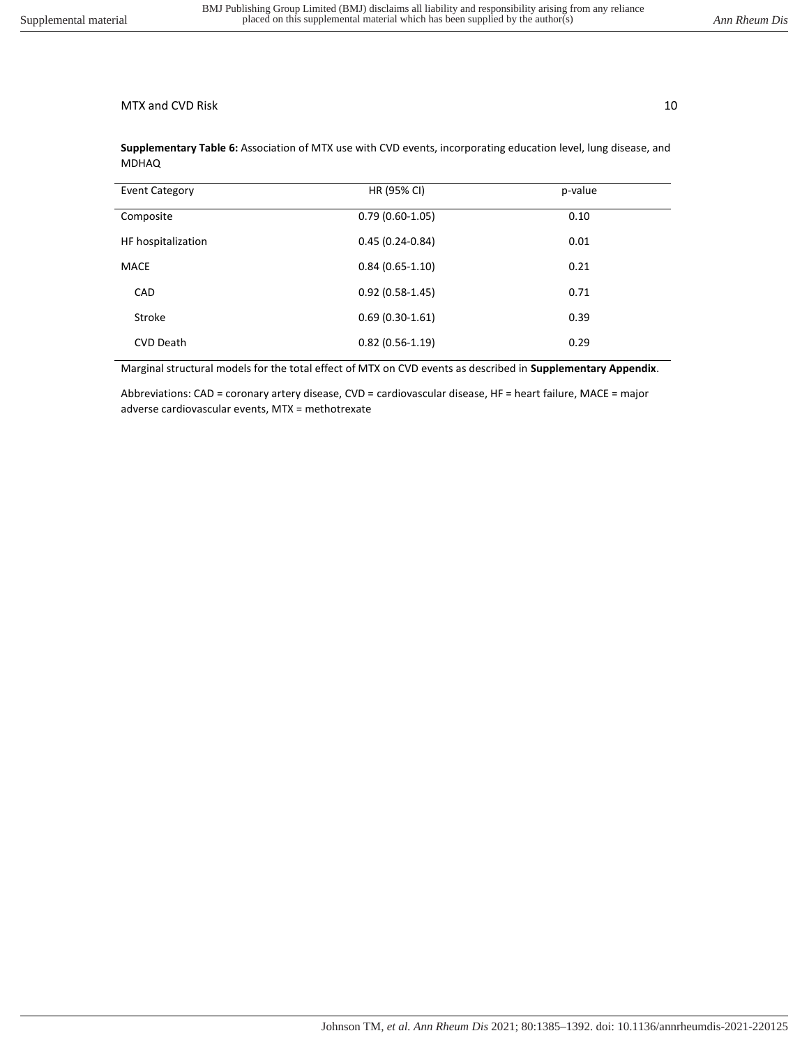**Supplementary Table 6:** Association of MTX use with CVD events, incorporating education level, lung disease, and MDHAQ

| Event Category | HR (95% CI) | p-value |
| --- | --- | --- |
| Composite | 0.79 (0.60-1.05) | 0.10 |
| HF hospitalization | 0.45 (0.24-0.84) | 0.01 |
| MACE | 0.84 (0.65-1.10) | 0.21 |
| CAD | 0.92 (0.58-1.45) | 0.71 |
| Stroke | 0.69 (0.30-1.61) | 0.39 |
| CVD Death | 0.82 (0.56-1.19) | 0.29 |

Marginal structural models for the total effect of MTX on CVD events as described in **Supplementary Appendix**.

Abbreviations: CAD = coronary artery disease, CVD = cardiovascular disease, HF = heart failure, MACE = major adverse cardiovascular events, MTX = methotrexate